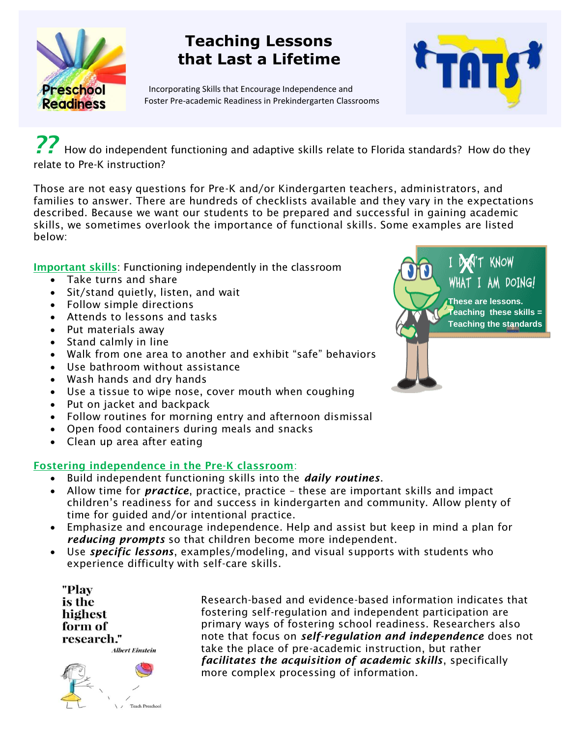# Teaching Lessons that Last a Lifetime

Incorporating Skills that Encourage Independence and Foster Pre-academic Readiness in Prekindergarten Classrooms

**??** How do independent functioning and adaptive skills relate to Florida standards? How do they relate to Pre-K instruction?

Those are not easy questions for Pre-K and/or Kindergarten teachers, administrators, and families to answer. There are hundreds of checklists available and they vary in the expectations described. Because we want our students to be prepared and successful in gaining academic skills, we sometimes overlook the importance of functional skills. Some examples are listed below:

**Important skills**: Functioning independently in the classroom

- Take turns and share
- Sit/stand quietly, listen, and wait
- Follow simple directions
- Attends to lessons and tasks
- Put materials away
- Stand calmly in line
- Walk from one area to another and exhibit "safe" behaviors
- Use bathroom without assistance
- Wash hands and dry hands
- Use a tissue to wipe nose, cover mouth when coughing
- Put on jacket and backpack
- Follow routines for morning entry and afternoon dismissal
- Open food containers during meals and snacks
- Clean up area after eating

I ~~DON'T~~ KNOW WHAT I AM DOING!

These are lessons. Teaching these skills = Teaching the standards

**Fostering independence in the Pre-K classroom**:

- Build independent functioning skills into the ***daily routines***.
- Allow time for ***practice***, practice, practice – these are important skills and impact children's readiness for and success in kindergarten and community. Allow plenty of time for guided and/or intentional practice.
- Emphasize and encourage independence. Help and assist but keep in mind a plan for ***reducing prompts*** so that children become more independent.
- Use ***specific lessons***, examples/modeling, and visual supports with students who experience difficulty with self-care skills.

"Play is the highest form of research."
*Albert Einstein*

Research-based and evidence-based information indicates that fostering self-regulation and independent participation are primary ways of fostering school readiness. Researchers also note that focus on ***self-regulation and independence*** does not take the place of pre-academic instruction, but rather ***facilitates the acquisition of academic skills***, specifically more complex processing of information.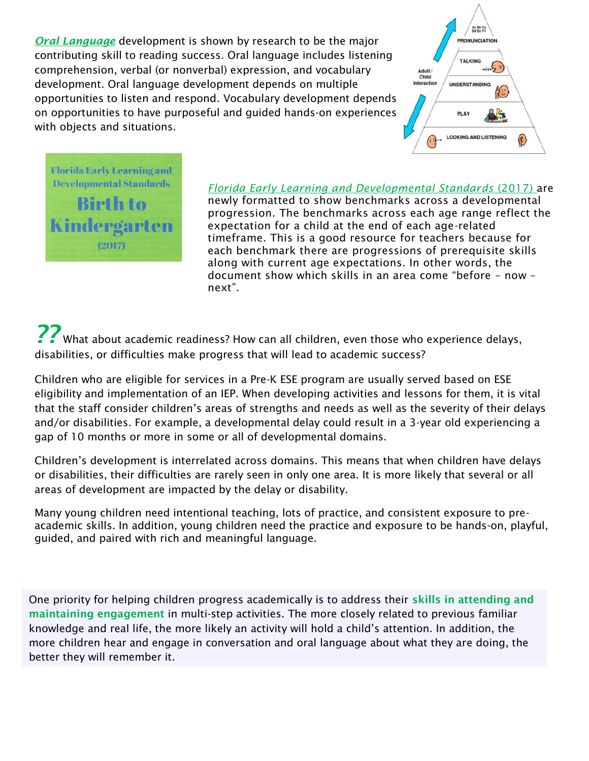***Oral Language*** development is shown by research to be the major contributing skill to reading success. Oral language includes listening comprehension, verbal (or nonverbal) expression, and vocabulary development. Oral language development depends on multiple opportunities to listen and respond. Vocabulary development depends on opportunities to have purposeful and guided hands-on experiences with objects and situations.

PRONUNCIATION

TALKING

UNDERSTANDING

PLAY

LOOKING AND LISTENING

Adult / Child Interaction

Florida Early Learning and Developmental Standards

**Birth to Kindergarten**

(2017)

*Florida Early Learning and Developmental Standards* (2017) are newly formatted to show benchmarks across a developmental progression. The benchmarks across each age range reflect the expectation for a child at the end of each age-related timeframe. This is a good resource for teachers because for each benchmark there are progressions of prerequisite skills along with current age expectations. In other words, the document show which skills in an area come "before – now – next".

***??*** What about academic readiness? How can all children, even those who experience delays, disabilities, or difficulties make progress that will lead to academic success?

Children who are eligible for services in a Pre-K ESE program are usually served based on ESE eligibility and implementation of an IEP. When developing activities and lessons for them, it is vital that the staff consider children's areas of strengths and needs as well as the severity of their delays and/or disabilities. For example, a developmental delay could result in a 3-year old experiencing a gap of 10 months or more in some or all of developmental domains.

Children's development is interrelated across domains. This means that when children have delays or disabilities, their difficulties are rarely seen in only one area. It is more likely that several or all areas of development are impacted by the delay or disability.

Many young children need intentional teaching, lots of practice, and consistent exposure to pre-academic skills. In addition, young children need the practice and exposure to be hands-on, playful, guided, and paired with rich and meaningful language.

One priority for helping children progress academically is to address their **skills in attending and maintaining engagement** in multi-step activities. The more closely related to previous familiar knowledge and real life, the more likely an activity will hold a child's attention. In addition, the more children hear and engage in conversation and oral language about what they are doing, the better they will remember it.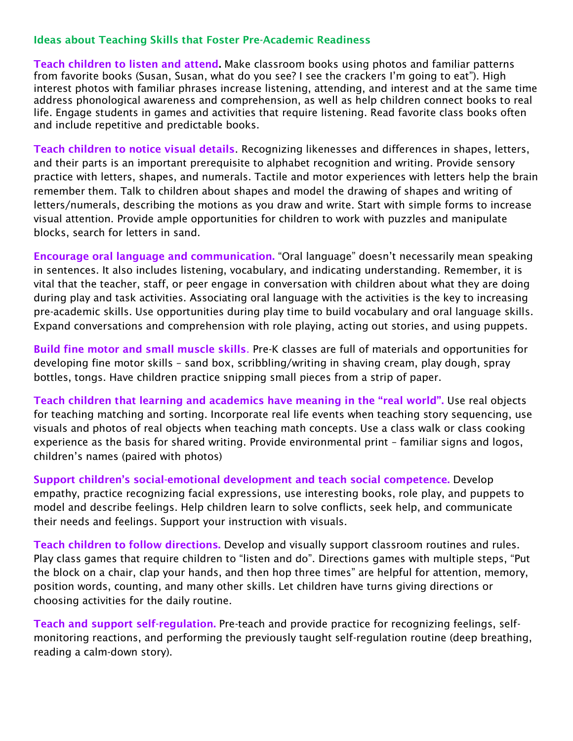## Ideas about Teaching Skills that Foster Pre-Academic Readiness

**Teach children to listen and attend.** Make classroom books using photos and familiar patterns from favorite books (Susan, Susan, what do you see? I see the crackers I'm going to eat"). High interest photos with familiar phrases increase listening, attending, and interest and at the same time address phonological awareness and comprehension, as well as help children connect books to real life. Engage students in games and activities that require listening. Read favorite class books often and include repetitive and predictable books.

**Teach children to notice visual details**. Recognizing likenesses and differences in shapes, letters, and their parts is an important prerequisite to alphabet recognition and writing. Provide sensory practice with letters, shapes, and numerals. Tactile and motor experiences with letters help the brain remember them. Talk to children about shapes and model the drawing of shapes and writing of letters/numerals, describing the motions as you draw and write. Start with simple forms to increase visual attention. Provide ample opportunities for children to work with puzzles and manipulate blocks, search for letters in sand.

**Encourage oral language and communication.** "Oral language" doesn't necessarily mean speaking in sentences. It also includes listening, vocabulary, and indicating understanding. Remember, it is vital that the teacher, staff, or peer engage in conversation with children about what they are doing during play and task activities. Associating oral language with the activities is the key to increasing pre-academic skills. Use opportunities during play time to build vocabulary and oral language skills. Expand conversations and comprehension with role playing, acting out stories, and using puppets.

**Build fine motor and small muscle skills**. Pre-K classes are full of materials and opportunities for developing fine motor skills – sand box, scribbling/writing in shaving cream, play dough, spray bottles, tongs. Have children practice snipping small pieces from a strip of paper.

**Teach children that learning and academics have meaning in the "real world".** Use real objects for teaching matching and sorting. Incorporate real life events when teaching story sequencing, use visuals and photos of real objects when teaching math concepts. Use a class walk or class cooking experience as the basis for shared writing. Provide environmental print – familiar signs and logos, children's names (paired with photos)

**Support children's social-emotional development and teach social competence.** Develop empathy, practice recognizing facial expressions, use interesting books, role play, and puppets to model and describe feelings. Help children learn to solve conflicts, seek help, and communicate their needs and feelings. Support your instruction with visuals.

**Teach children to follow directions.** Develop and visually support classroom routines and rules. Play class games that require children to "listen and do". Directions games with multiple steps, "Put the block on a chair, clap your hands, and then hop three times" are helpful for attention, memory, position words, counting, and many other skills. Let children have turns giving directions or choosing activities for the daily routine.

**Teach and support self-regulation.** Pre-teach and provide practice for recognizing feelings, self-monitoring reactions, and performing the previously taught self-regulation routine (deep breathing, reading a calm-down story).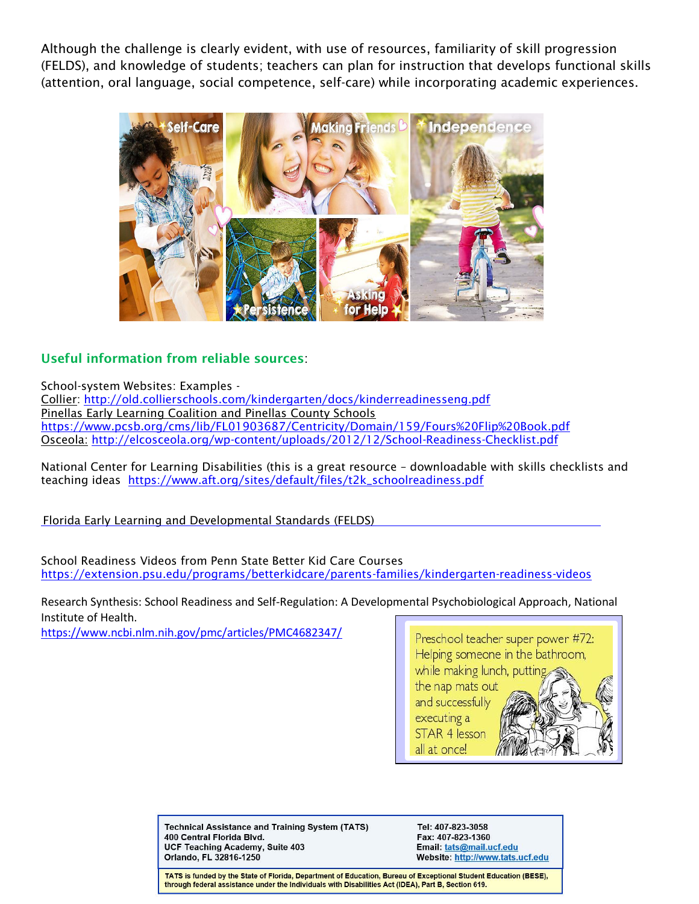Although the challenge is clearly evident, with use of resources, familiarity of skill progression (FELDS), and knowledge of students; teachers can plan for instruction that develops functional skills (attention, oral language, social competence, self-care) while incorporating academic experiences.

## Useful information from reliable sources:

School-system Websites: Examples -
Collier: http://old.collierschools.com/kindergarten/docs/kinderreadinesseng.pdf
Pinellas Early Learning Coalition and Pinellas County Schools
https://www.pcsb.org/cms/lib/FL01903687/Centricity/Domain/159/Fours%20Flip%20Book.pdf
Osceola: http://elcosceola.org/wp-content/uploads/2012/12/School-Readiness-Checklist.pdf

National Center for Learning Disabilities (this is a great resource – downloadable with skills checklists and teaching ideas https://www.aft.org/sites/default/files/t2k_schoolreadiness.pdf

Florida Early Learning and Developmental Standards (FELDS)

School Readiness Videos from Penn State Better Kid Care Courses
https://extension.psu.edu/programs/betterkidcare/parents-families/kindergarten-readiness-videos

Research Synthesis: School Readiness and Self-Regulation: A Developmental Psychobiological Approach, National Institute of Health.
https://www.ncbi.nlm.nih.gov/pmc/articles/PMC4682347/

Technical Assistance and Training System (TATS)
400 Central Florida Blvd.
UCF Teaching Academy, Suite 403
Orlando, FL 32816-1250

Tel: 407-823-3058
Fax: 407-823-1360
Email: tats@mail.ucf.edu
Website: http://www.tats.ucf.edu

TATS is funded by the State of Florida, Department of Education, Bureau of Exceptional Student Education (BESE), through federal assistance under the Individuals with Disabilities Act (IDEA), Part B, Section 619.